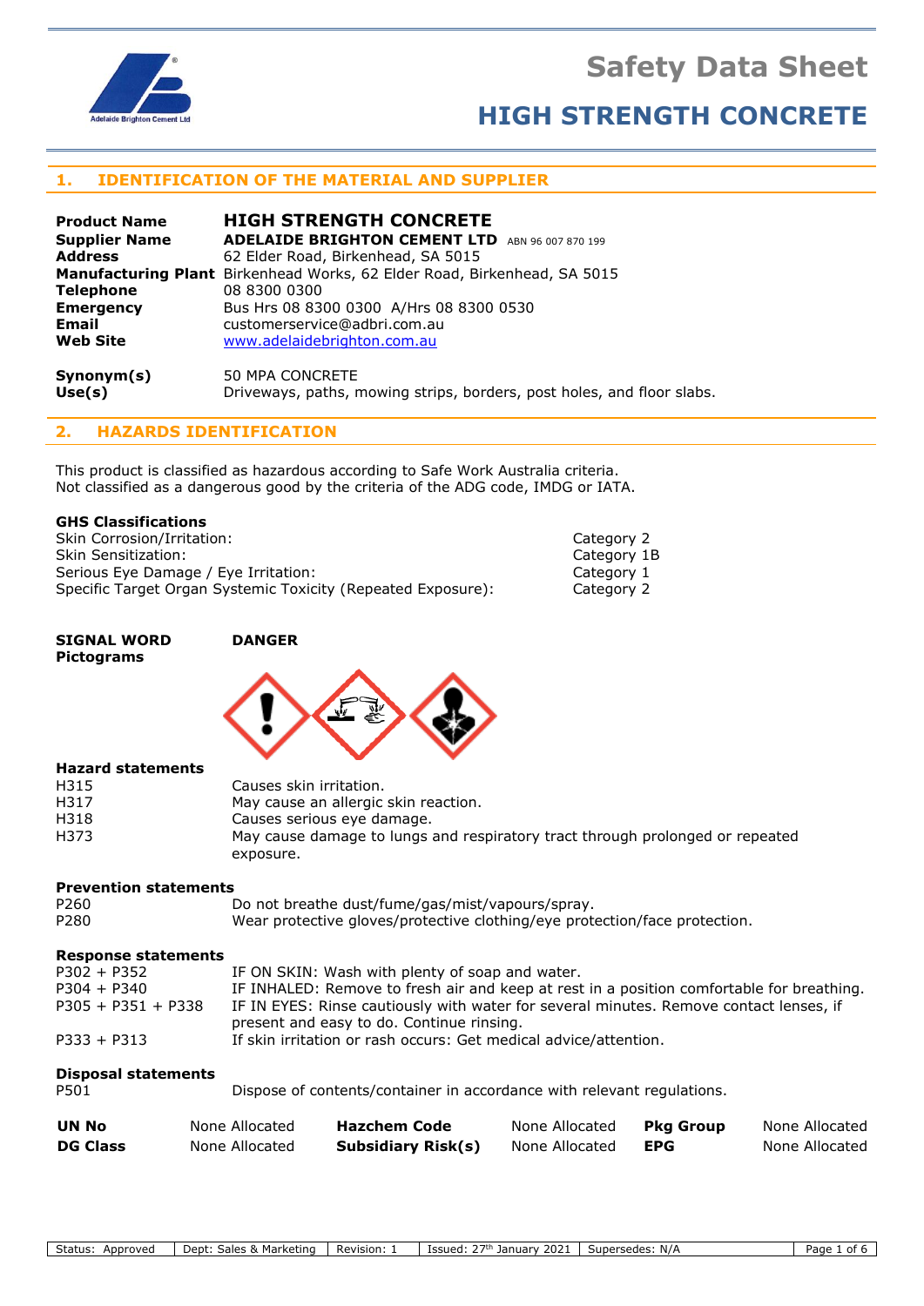# Safety Data Sheet

# HIGH STRENGTH CONCRETE

## 1. IDENTIFICATION OF THE MATERIAL AND SUPPLIER

| | |
|---|---|
| **Product Name** | **HIGH STRENGTH CONCRETE** |
| **Supplier Name** | **ADELAIDE BRIGHTON CEMENT LTD** ABN 96 007 870 199 |
| **Address** | 62 Elder Road, Birkenhead, SA 5015 |
| **Manufacturing Plant** | Birkenhead Works, 62 Elder Road, Birkenhead, SA 5015 |
| **Telephone** | 08 8300 0300 |
| **Emergency** | Bus Hrs 08 8300 0300 A/Hrs 08 8300 0530 |
| **Email** | customerservice@adbri.com.au |
| **Web Site** | www.adelaidebrighton.com.au |
| **Synonym(s)** | 50 MPA CONCRETE |
| **Use(s)** | Driveways, paths, mowing strips, borders, post holes, and floor slabs. |

## 2. HAZARDS IDENTIFICATION

This product is classified as hazardous according to Safe Work Australia criteria.
Not classified as a dangerous good by the criteria of the ADG code, IMDG or IATA.

### GHS Classifications

| | |
|---|---|
| Skin Corrosion/Irritation: | Category 2 |
| Skin Sensitization: | Category 1B |
| Serious Eye Damage / Eye Irritation: | Category 1 |
| Specific Target Organ Systemic Toxicity (Repeated Exposure): | Category 2 |

**SIGNAL WORD** **DANGER**

**Pictograms**

### Hazard statements

| | |
|---|---|
| H315 | Causes skin irritation. |
| H317 | May cause an allergic skin reaction. |
| H318 | Causes serious eye damage. |
| H373 | May cause damage to lungs and respiratory tract through prolonged or repeated exposure. |

### Prevention statements

| | |
|---|---|
| P260 | Do not breathe dust/fume/gas/mist/vapours/spray. |
| P280 | Wear protective gloves/protective clothing/eye protection/face protection. |

### Response statements

| | |
|---|---|
| P302 + P352 | IF ON SKIN: Wash with plenty of soap and water. |
| P304 + P340 | IF INHALED: Remove to fresh air and keep at rest in a position comfortable for breathing. |
| P305 + P351 + P338 | IF IN EYES: Rinse cautiously with water for several minutes. Remove contact lenses, if present and easy to do. Continue rinsing. |
| P333 + P313 | If skin irritation or rash occurs: Get medical advice/attention. |

### Disposal statements

| | |
|---|---|
| P501 | Dispose of contents/container in accordance with relevant regulations. |

| | | | | | |
|---|---|---|---|---|---|
| **UN No** | None Allocated | **Hazchem Code** | None Allocated | **Pkg Group** | None Allocated |
| **DG Class** | None Allocated | **Subsidiary Risk(s)** | None Allocated | **EPG** | None Allocated |

| Status: Approved | Dept: Sales & Marketing | Revision: 1 | Issued: 27th January 2021 | Supersedes: N/A |
|---|---|---|---|---|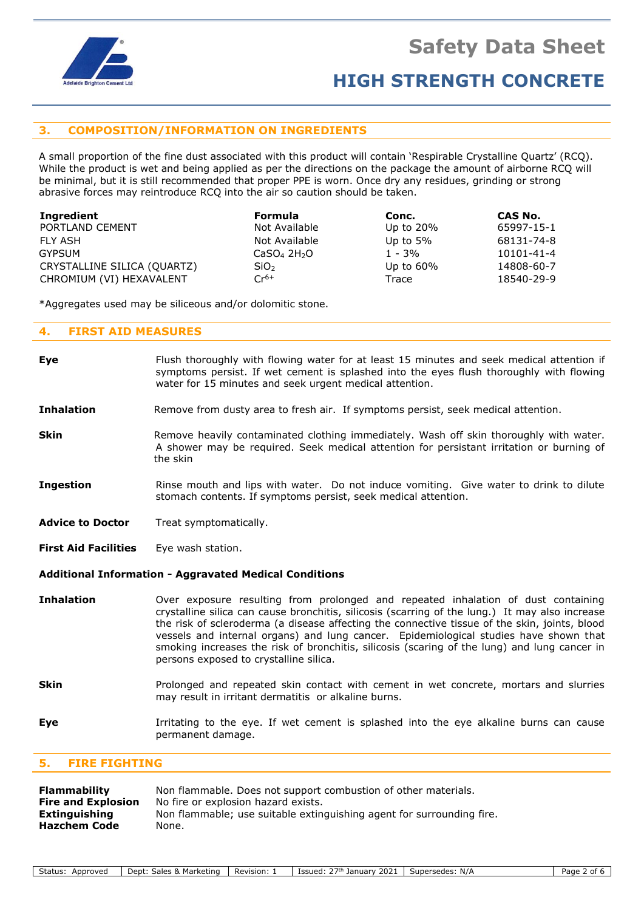## 3. COMPOSITION/INFORMATION ON INGREDIENTS

A small proportion of the fine dust associated with this product will contain 'Respirable Crystalline Quartz' (RCQ). While the product is wet and being applied as per the directions on the package the amount of airborne RCQ will be minimal, but it is still recommended that proper PPE is worn. Once dry any residues, grinding or strong abrasive forces may reintroduce RCQ into the air so caution should be taken.

| Ingredient | Formula | Conc. | CAS No. |
|---|---|---|---|
| PORTLAND CEMENT | Not Available | Up to 20% | 65997-15-1 |
| FLY ASH | Not Available | Up to 5% | 68131-74-8 |
| GYPSUM | $CaSO_4\ 2H_2O$ | 1 - 3% | 10101-41-4 |
| CRYSTALLINE SILICA (QUARTZ) | $SiO_2$ | Up to 60% | 14808-60-7 |
| CHROMIUM (VI) HEXAVALENT | $Cr^{6+}$ | Trace | 18540-29-9 |

*Aggregates used may be siliceous and/or dolomitic stone.

## 4. FIRST AID MEASURES

**Eye** Flush thoroughly with flowing water for at least 15 minutes and seek medical attention if symptoms persist. If wet cement is splashed into the eyes flush thoroughly with flowing water for 15 minutes and seek urgent medical attention.

**Inhalation** Remove from dusty area to fresh air. If symptoms persist, seek medical attention.

**Skin** Remove heavily contaminated clothing immediately. Wash off skin thoroughly with water. A shower may be required. Seek medical attention for persistant irritation or burning of the skin

**Ingestion** Rinse mouth and lips with water. Do not induce vomiting. Give water to drink to dilute stomach contents. If symptoms persist, seek medical attention.

**Advice to Doctor** Treat symptomatically.

**First Aid Facilities** Eye wash station.

### Additional Information - Aggravated Medical Conditions

**Inhalation** Over exposure resulting from prolonged and repeated inhalation of dust containing crystalline silica can cause bronchitis, silicosis (scarring of the lung.) It may also increase the risk of scleroderma (a disease affecting the connective tissue of the skin, joints, blood vessels and internal organs) and lung cancer. Epidemiological studies have shown that smoking increases the risk of bronchitis, silicosis (scaring of the lung) and lung cancer in persons exposed to crystalline silica.

**Skin** Prolonged and repeated skin contact with cement in wet concrete, mortars and slurries may result in irritant dermatitis or alkaline burns.

**Eye** Irritating to the eye. If wet cement is splashed into the eye alkaline burns can cause permanent damage.

## 5. FIRE FIGHTING

**Flammability** Non flammable. Does not support combustion of other materials.
**Fire and Explosion** No fire or explosion hazard exists.
**Extinguishing** Non flammable; use suitable extinguishing agent for surrounding fire.
**Hazchem Code** None.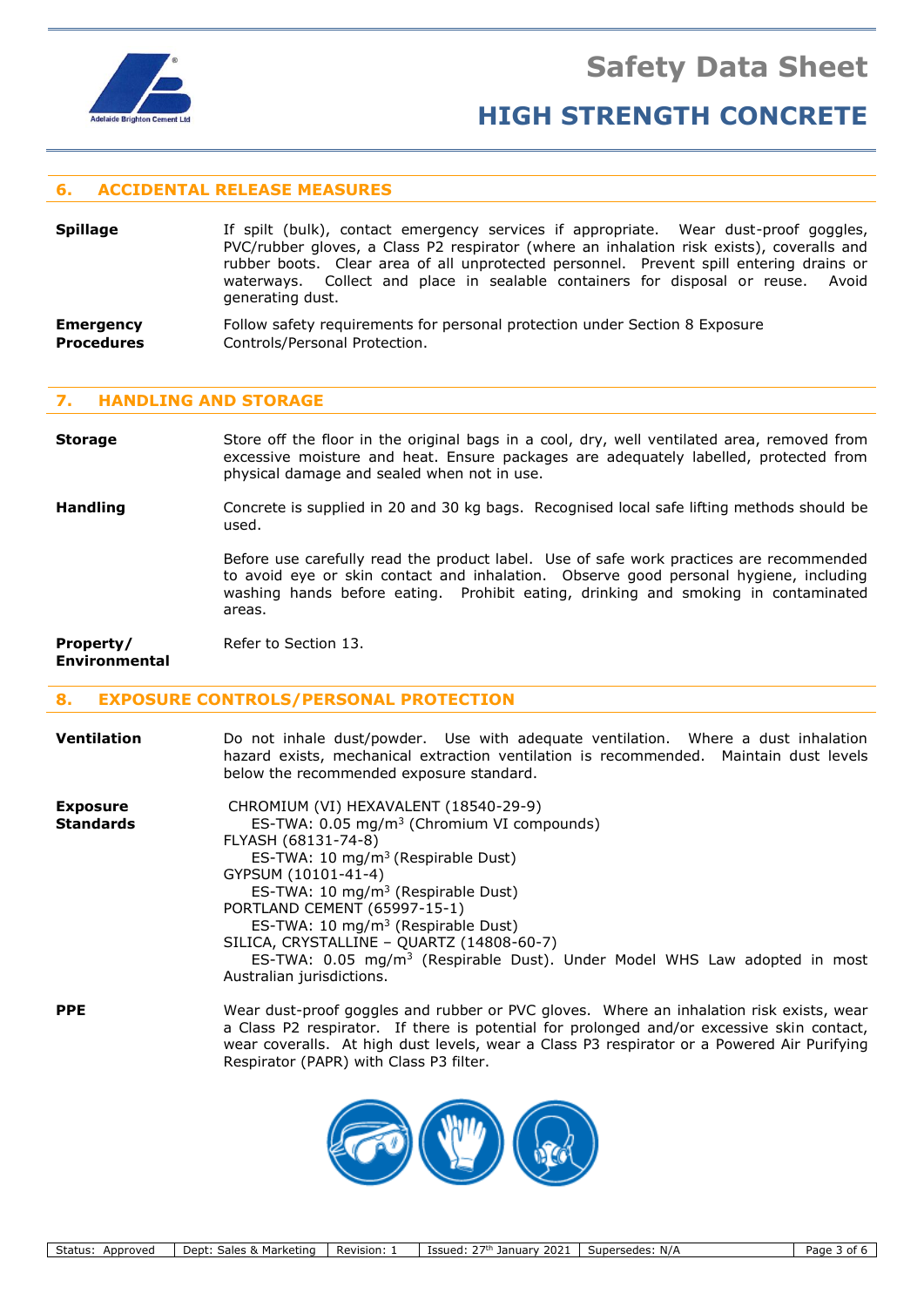## 6. ACCIDENTAL RELEASE MEASURES

**Spillage**

If spilt (bulk), contact emergency services if appropriate. Wear dust-proof goggles, PVC/rubber gloves, a Class P2 respirator (where an inhalation risk exists), coveralls and rubber boots. Clear area of all unprotected personnel. Prevent spill entering drains or waterways. Collect and place in sealable containers for disposal or reuse. Avoid generating dust.

**Emergency Procedures**

Follow safety requirements for personal protection under Section 8 Exposure Controls/Personal Protection.

## 7. HANDLING AND STORAGE

**Storage**

Store off the floor in the original bags in a cool, dry, well ventilated area, removed from excessive moisture and heat. Ensure packages are adequately labelled, protected from physical damage and sealed when not in use.

**Handling**

Concrete is supplied in 20 and 30 kg bags. Recognised local safe lifting methods should be used.

Before use carefully read the product label. Use of safe work practices are recommended to avoid eye or skin contact and inhalation. Observe good personal hygiene, including washing hands before eating. Prohibit eating, drinking and smoking in contaminated areas.

**Property/ Environmental**

Refer to Section 13.

## 8. EXPOSURE CONTROLS/PERSONAL PROTECTION

**Ventilation**

Do not inhale dust/powder. Use with adequate ventilation. Where a dust inhalation hazard exists, mechanical extraction ventilation is recommended. Maintain dust levels below the recommended exposure standard.

**Exposure Standards**

CHROMIUM (VI) HEXAVALENT (18540-29-9)
ES-TWA: 0.05 mg/m$^3$ (Chromium VI compounds)
FLYASH (68131-74-8)
ES-TWA: 10 mg/m$^3$ (Respirable Dust)
GYPSUM (10101-41-4)
ES-TWA: 10 mg/m$^3$ (Respirable Dust)
PORTLAND CEMENT (65997-15-1)
ES-TWA: 10 mg/m$^3$ (Respirable Dust)
SILICA, CRYSTALLINE – QUARTZ (14808-60-7)
ES-TWA: 0.05 mg/m$^3$ (Respirable Dust). Under Model WHS Law adopted in most Australian jurisdictions.

**PPE**

Wear dust-proof goggles and rubber or PVC gloves. Where an inhalation risk exists, wear a Class P2 respirator. If there is potential for prolonged and/or excessive skin contact, wear coveralls. At high dust levels, wear a Class P3 respirator or a Powered Air Purifying Respirator (PAPR) with Class P3 filter.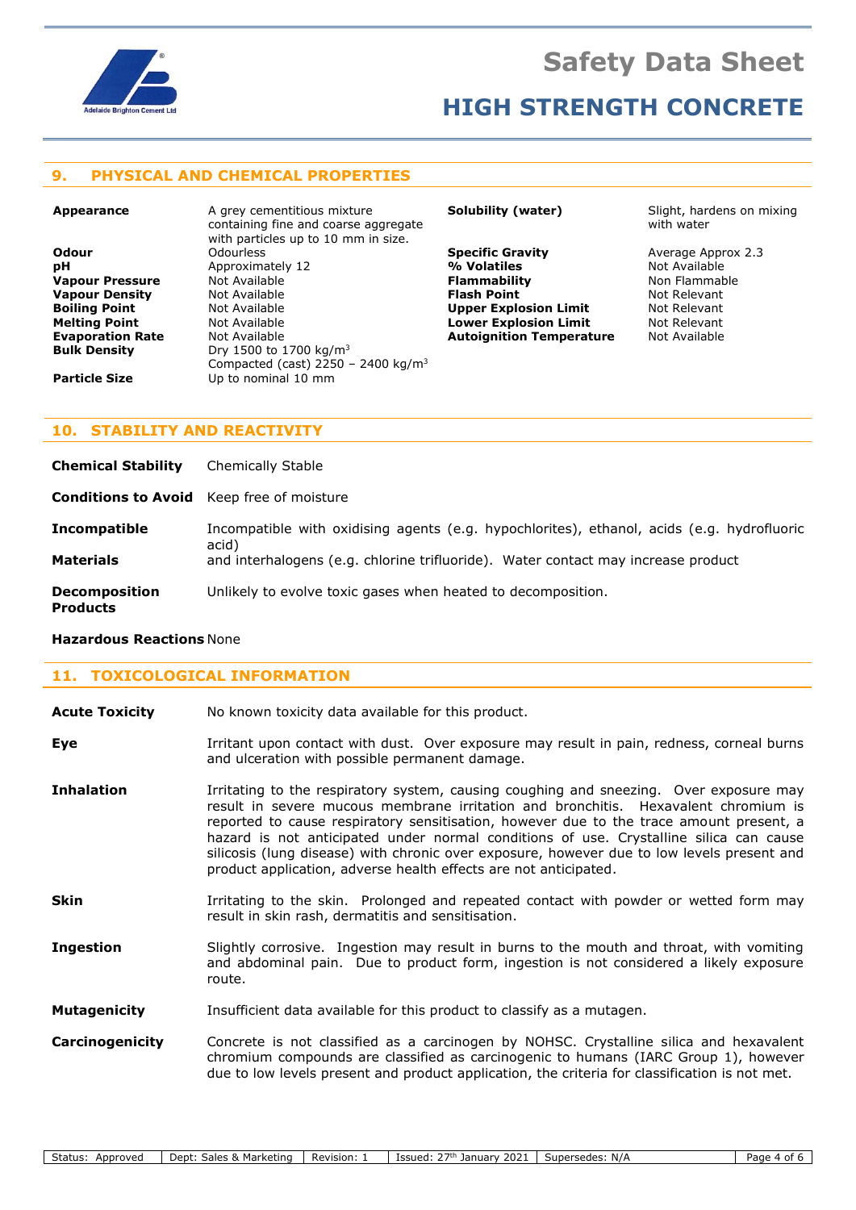## 9. PHYSICAL AND CHEMICAL PROPERTIES

| | |
|---|---|
| **Appearance** | A grey cementitious mixture containing fine and coarse aggregate with particles up to 10 mm in size. |
| **Odour** | Odourless |
| **pH** | Approximately 12 |
| **Vapour Pressure** | Not Available |
| **Vapour Density** | Not Available |
| **Boiling Point** | Not Available |
| **Melting Point** | Not Available |
| **Evaporation Rate** | Not Available |
| **Bulk Density** | Dry 1500 to 1700 kg/$m^3$<br>Compacted (cast) 2250 – 2400 kg/$m^3$ |
| **Particle Size** | Up to nominal 10 mm |
| **Solubility (water)** | Slight, hardens on mixing with water |
| **Specific Gravity** | Average Approx 2.3 |
| **% Volatiles** | Not Available |
| **Flammability** | Non Flammable |
| **Flash Point** | Not Relevant |
| **Upper Explosion Limit** | Not Relevant |
| **Lower Explosion Limit** | Not Relevant |
| **Autoignition Temperature** | Not Available |

## 10. STABILITY AND REACTIVITY

**Chemical Stability** Chemically Stable

**Conditions to Avoid** Keep free of moisture

**Incompatible Materials** Incompatible with oxidising agents (e.g. hypochlorites), ethanol, acids (e.g. hydrofluoric acid) and interhalogens (e.g. chlorine trifluoride). Water contact may increase product

**Decomposition Products** Unlikely to evolve toxic gases when heated to decomposition.

**Hazardous Reactions** None

## 11. TOXICOLOGICAL INFORMATION

**Acute Toxicity** No known toxicity data available for this product.

**Eye** Irritant upon contact with dust. Over exposure may result in pain, redness, corneal burns and ulceration with possible permanent damage.

**Inhalation** Irritating to the respiratory system, causing coughing and sneezing. Over exposure may result in severe mucous membrane irritation and bronchitis. Hexavalent chromium is reported to cause respiratory sensitisation, however due to the trace amount present, a hazard is not anticipated under normal conditions of use. Crystalline silica can cause silicosis (lung disease) with chronic over exposure, however due to low levels present and product application, adverse health effects are not anticipated.

**Skin** Irritating to the skin. Prolonged and repeated contact with powder or wetted form may result in skin rash, dermatitis and sensitisation.

**Ingestion** Slightly corrosive. Ingestion may result in burns to the mouth and throat, with vomiting and abdominal pain. Due to product form, ingestion is not considered a likely exposure route.

**Mutagenicity** Insufficient data available for this product to classify as a mutagen.

**Carcinogenicity** Concrete is not classified as a carcinogen by NOHSC. Crystalline silica and hexavalent chromium compounds are classified as carcinogenic to humans (IARC Group 1), however due to low levels present and product application, the criteria for classification is not met.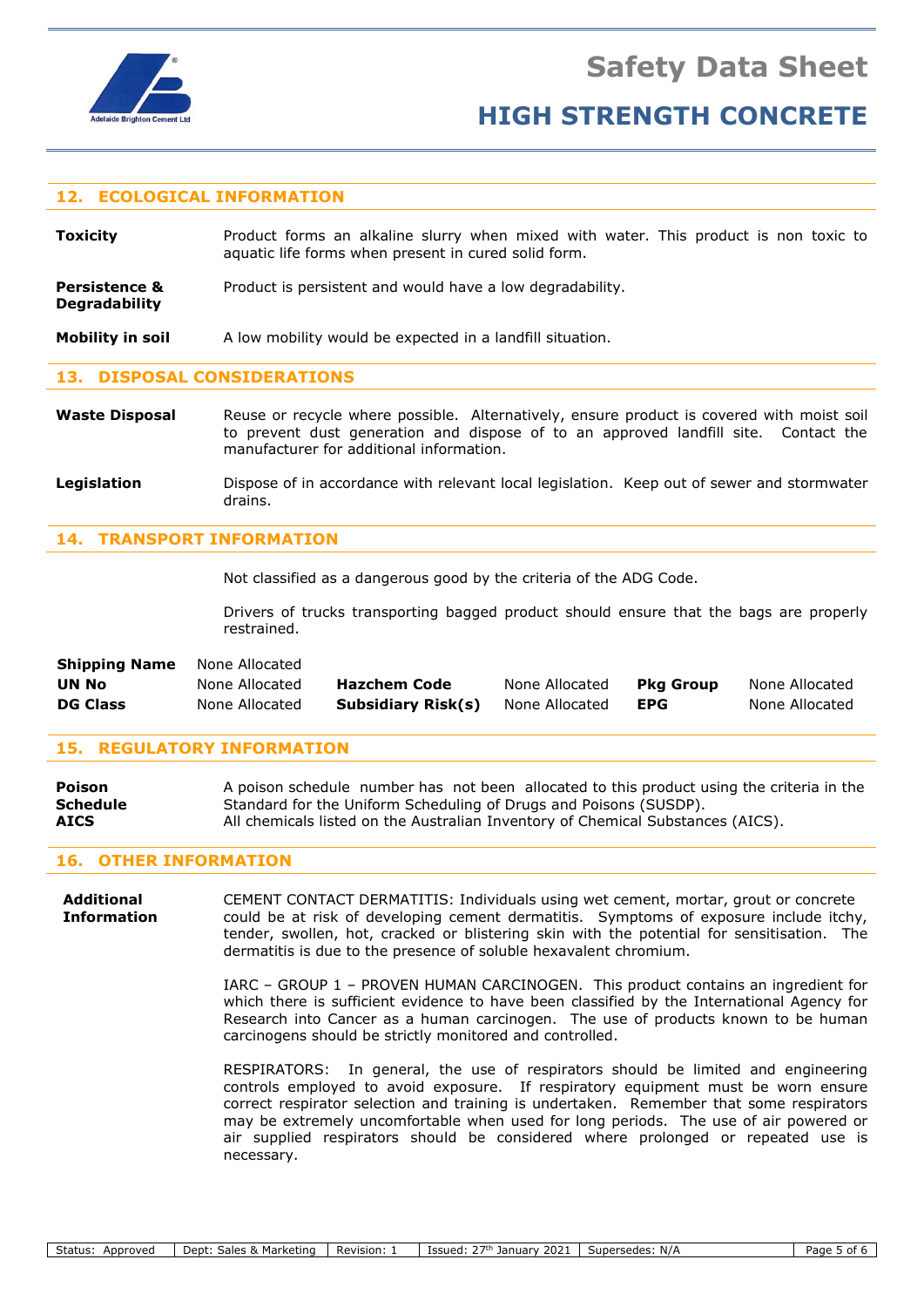## 12. ECOLOGICAL INFORMATION

**Toxicity** — Product forms an alkaline slurry when mixed with water. This product is non toxic to aquatic life forms when present in cured solid form.

**Persistence & Degradability** — Product is persistent and would have a low degradability.

**Mobility in soil** — A low mobility would be expected in a landfill situation.

## 13. DISPOSAL CONSIDERATIONS

**Waste Disposal** — Reuse or recycle where possible. Alternatively, ensure product is covered with moist soil to prevent dust generation and dispose of to an approved landfill site. Contact the manufacturer for additional information.

**Legislation** — Dispose of in accordance with relevant local legislation. Keep out of sewer and stormwater drains.

## 14. TRANSPORT INFORMATION

Not classified as a dangerous good by the criteria of the ADG Code.

Drivers of trucks transporting bagged product should ensure that the bags are properly restrained.

| | | | | | |
|---|---|---|---|---|---|
| **Shipping Name** | None Allocated | | | | |
| **UN No** | None Allocated | **Hazchem Code** | None Allocated | **Pkg Group** | None Allocated |
| **DG Class** | None Allocated | **Subsidiary Risk(s)** | None Allocated | **EPG** | None Allocated |

## 15. REGULATORY INFORMATION

**Poison Schedule** — A poison schedule number has not been allocated to this product using the criteria in the Standard for the Uniform Scheduling of Drugs and Poisons (SUSDP).

**AICS** — All chemicals listed on the Australian Inventory of Chemical Substances (AICS).

## 16. OTHER INFORMATION

**Additional Information**

CEMENT CONTACT DERMATITIS: Individuals using wet cement, mortar, grout or concrete could be at risk of developing cement dermatitis. Symptoms of exposure include itchy, tender, swollen, hot, cracked or blistering skin with the potential for sensitisation. The dermatitis is due to the presence of soluble hexavalent chromium.

IARC – GROUP 1 – PROVEN HUMAN CARCINOGEN. This product contains an ingredient for which there is sufficient evidence to have been classified by the International Agency for Research into Cancer as a human carcinogen. The use of products known to be human carcinogens should be strictly monitored and controlled.

RESPIRATORS: In general, the use of respirators should be limited and engineering controls employed to avoid exposure. If respiratory equipment must be worn ensure correct respirator selection and training is undertaken. Remember that some respirators may be extremely uncomfortable when used for long periods. The use of air powered or air supplied respirators should be considered where prolonged or repeated use is necessary.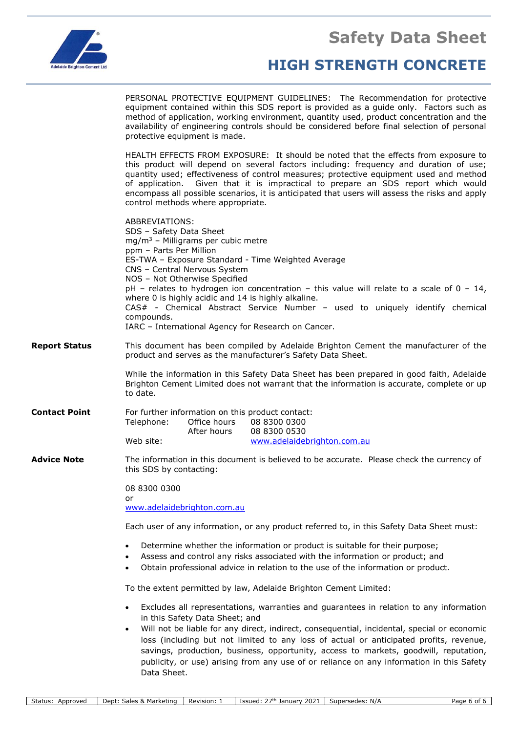PERSONAL PROTECTIVE EQUIPMENT GUIDELINES: The Recommendation for protective equipment contained within this SDS report is provided as a guide only. Factors such as method of application, working environment, quantity used, product concentration and the availability of engineering controls should be considered before final selection of personal protective equipment is made.

HEALTH EFFECTS FROM EXPOSURE: It should be noted that the effects from exposure to this product will depend on several factors including: frequency and duration of use; quantity used; effectiveness of control measures; protective equipment used and method of application. Given that it is impractical to prepare an SDS report which would encompass all possible scenarios, it is anticipated that users will assess the risks and apply control methods where appropriate.

ABBREVIATIONS:
SDS – Safety Data Sheet
mg/m$^3$ – Milligrams per cubic metre
ppm – Parts Per Million
ES-TWA – Exposure Standard - Time Weighted Average
CNS – Central Nervous System
NOS – Not Otherwise Specified
pH – relates to hydrogen ion concentration – this value will relate to a scale of 0 – 14, where 0 is highly acidic and 14 is highly alkaline.
CAS# - Chemical Abstract Service Number – used to uniquely identify chemical compounds.
IARC – International Agency for Research on Cancer.

**Report Status**

This document has been compiled by Adelaide Brighton Cement the manufacturer of the product and serves as the manufacturer's Safety Data Sheet.

While the information in this Safety Data Sheet has been prepared in good faith, Adelaide Brighton Cement Limited does not warrant that the information is accurate, complete or up to date.

**Contact Point**

For further information on this product contact:

| | | |
|---|---|---|
| Telephone: | Office hours | 08 8300 0300 |
| | After hours | 08 8300 0530 |
| Web site: | | www.adelaidebrighton.com.au |

**Advice Note**

The information in this document is believed to be accurate. Please check the currency of this SDS by contacting:

08 8300 0300
or
www.adelaidebrighton.com.au

Each user of any information, or any product referred to, in this Safety Data Sheet must:

- Determine whether the information or product is suitable for their purpose;
- Assess and control any risks associated with the information or product; and
- Obtain professional advice in relation to the use of the information or product.

To the extent permitted by law, Adelaide Brighton Cement Limited:

- Excludes all representations, warranties and guarantees in relation to any information in this Safety Data Sheet; and
- Will not be liable for any direct, indirect, consequential, incidental, special or economic loss (including but not limited to any loss of actual or anticipated profits, revenue, savings, production, business, opportunity, access to markets, goodwill, reputation, publicity, or use) arising from any use of or reliance on any information in this Safety Data Sheet.